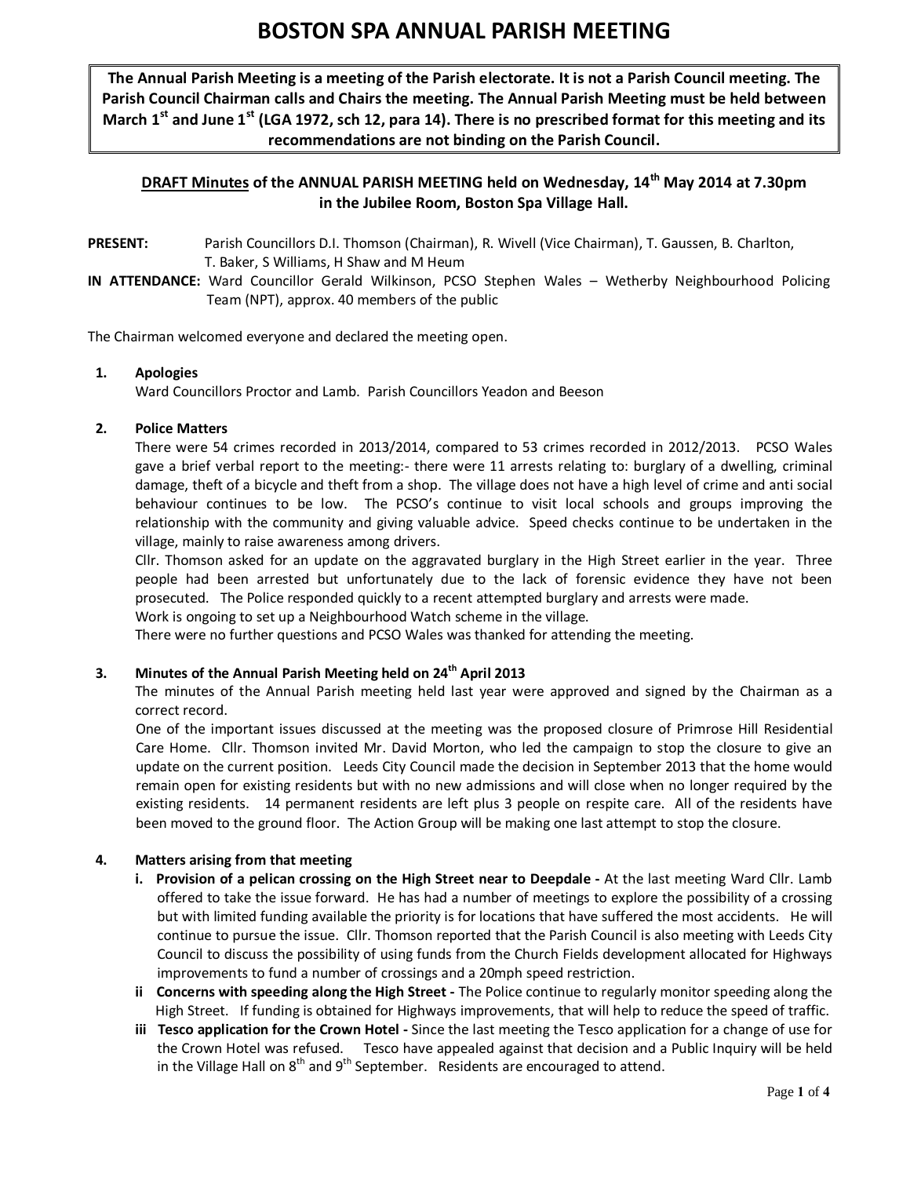# BOSTON SPA ANNUAL PARISH MEETING

**The Annual Parish Meeting is a meeting of the Parish electorate. It is not a Parish Council meeting. The Parish Council Chairman calls and Chairs the meeting. The Annual Parish Meeting must be held between March 1st and June 1st (LGA 1972, sch 12, para 14). There is no prescribed format for this meeting and its recommendations are not binding on the Parish Council.**

## **DRAFT Minutes** of the ANNUAL PARISH MEETING held on Wednesday, 14th May 2014 at 7.30pm in the Jubilee Room, Boston Spa Village Hall.

**PRESENT:** Parish Councillors D.I. Thomson (Chairman), R. Wivell (Vice Chairman), T. Gaussen, B. Charlton, T. Baker, S Williams, H Shaw and M Heum

**IN ATTENDANCE:** Ward Councillor Gerald Wilkinson, PCSO Stephen Wales – Wetherby Neighbourhood Policing Team (NPT), approx. 40 members of the public

The Chairman welcomed everyone and declared the meeting open.

**1. Apologies**

Ward Councillors Proctor and Lamb. Parish Councillors Yeadon and Beeson

**2. Police Matters**

There were 54 crimes recorded in 2013/2014, compared to 53 crimes recorded in 2012/2013. PCSO Wales gave a brief verbal report to the meeting:- there were 11 arrests relating to: burglary of a dwelling, criminal damage, theft of a bicycle and theft from a shop. The village does not have a high level of crime and anti social behaviour continues to be low. The PCSO's continue to visit local schools and groups improving the relationship with the community and giving valuable advice. Speed checks continue to be undertaken in the village, mainly to raise awareness among drivers.

Cllr. Thomson asked for an update on the aggravated burglary in the High Street earlier in the year. Three people had been arrested but unfortunately due to the lack of forensic evidence they have not been prosecuted. The Police responded quickly to a recent attempted burglary and arrests were made.

Work is ongoing to set up a Neighbourhood Watch scheme in the village.

There were no further questions and PCSO Wales was thanked for attending the meeting.

**3. Minutes of the Annual Parish Meeting held on 24th April 2013**

The minutes of the Annual Parish meeting held last year were approved and signed by the Chairman as a correct record.

One of the important issues discussed at the meeting was the proposed closure of Primrose Hill Residential Care Home. Cllr. Thomson invited Mr. David Morton, who led the campaign to stop the closure to give an update on the current position. Leeds City Council made the decision in September 2013 that the home would remain open for existing residents but with no new admissions and will close when no longer required by the existing residents. 14 permanent residents are left plus 3 people on respite care. All of the residents have been moved to the ground floor. The Action Group will be making one last attempt to stop the closure.

**4. Matters arising from that meeting**

**i. Provision of a pelican crossing on the High Street near to Deepdale -** At the last meeting Ward Cllr. Lamb offered to take the issue forward. He has had a number of meetings to explore the possibility of a crossing but with limited funding available the priority is for locations that have suffered the most accidents. He will continue to pursue the issue. Cllr. Thomson reported that the Parish Council is also meeting with Leeds City Council to discuss the possibility of using funds from the Church Fields development allocated for Highways improvements to fund a number of crossings and a 20mph speed restriction.

**ii Concerns with speeding along the High Street -** The Police continue to regularly monitor speeding along the High Street. If funding is obtained for Highways improvements, that will help to reduce the speed of traffic.

**iii Tesco application for the Crown Hotel -** Since the last meeting the Tesco application for a change of use for the Crown Hotel was refused. Tesco have appealed against that decision and a Public Inquiry will be held in the Village Hall on 8th and 9th September. Residents are encouraged to attend.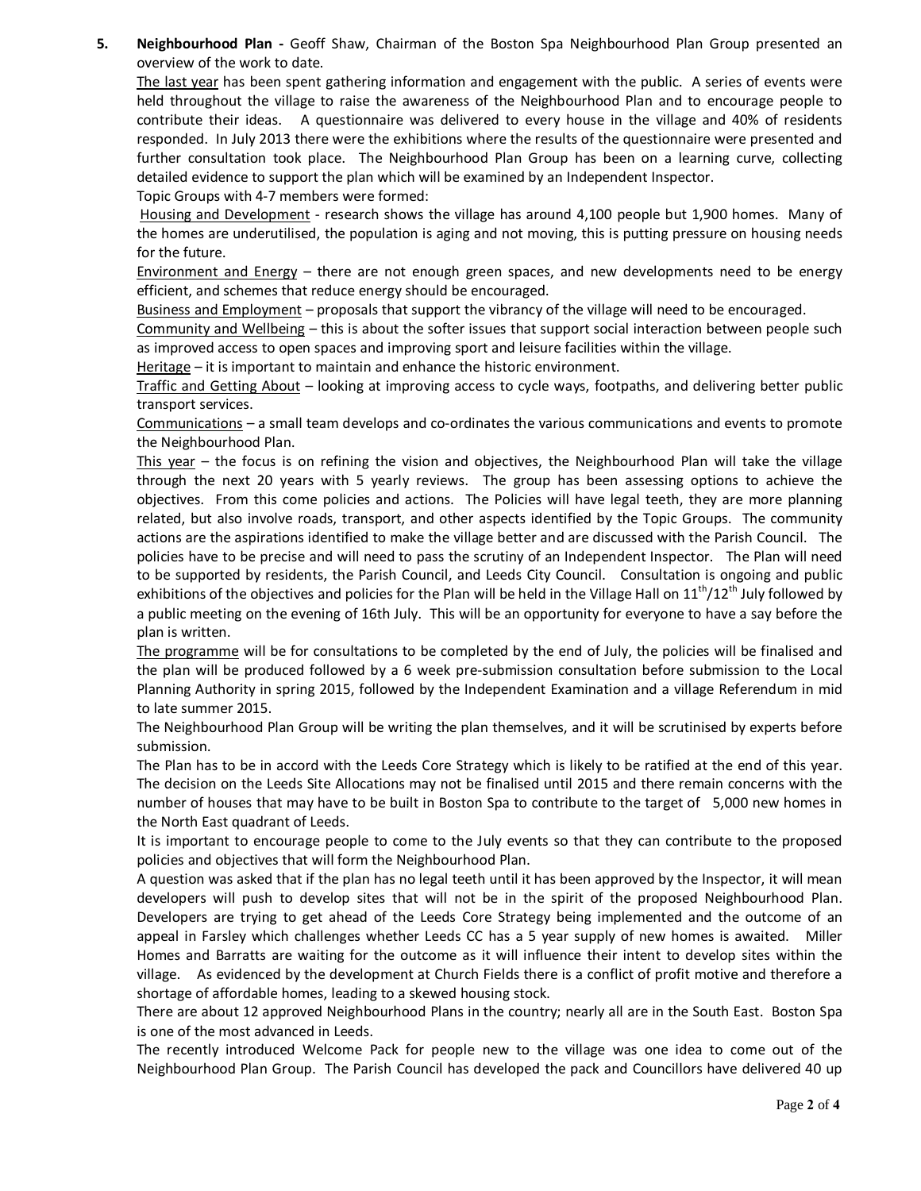**5. Neighbourhood Plan -** Geoff Shaw, Chairman of the Boston Spa Neighbourhood Plan Group presented an overview of the work to date.

The last year has been spent gathering information and engagement with the public. A series of events were held throughout the village to raise the awareness of the Neighbourhood Plan and to encourage people to contribute their ideas. A questionnaire was delivered to every house in the village and 40% of residents responded. In July 2013 there were the exhibitions where the results of the questionnaire were presented and further consultation took place. The Neighbourhood Plan Group has been on a learning curve, collecting detailed evidence to support the plan which will be examined by an Independent Inspector.

Topic Groups with 4-7 members were formed:

Housing and Development - research shows the village has around 4,100 people but 1,900 homes. Many of the homes are underutilised, the population is aging and not moving, this is putting pressure on housing needs for the future.

Environment and Energy – there are not enough green spaces, and new developments need to be energy efficient, and schemes that reduce energy should be encouraged.

Business and Employment – proposals that support the vibrancy of the village will need to be encouraged.

Community and Wellbeing – this is about the softer issues that support social interaction between people such as improved access to open spaces and improving sport and leisure facilities within the village.

Heritage – it is important to maintain and enhance the historic environment.

Traffic and Getting About – looking at improving access to cycle ways, footpaths, and delivering better public transport services.

Communications – a small team develops and co-ordinates the various communications and events to promote the Neighbourhood Plan.

This year – the focus is on refining the vision and objectives, the Neighbourhood Plan will take the village through the next 20 years with 5 yearly reviews. The group has been assessing options to achieve the objectives. From this come policies and actions. The Policies will have legal teeth, they are more planning related, but also involve roads, transport, and other aspects identified by the Topic Groups. The community actions are the aspirations identified to make the village better and are discussed with the Parish Council. The policies have to be precise and will need to pass the scrutiny of an Independent Inspector. The Plan will need to be supported by residents, the Parish Council, and Leeds City Council. Consultation is ongoing and public exhibitions of the objectives and policies for the Plan will be held in the Village Hall on 11th/12th July followed by a public meeting on the evening of 16th July. This will be an opportunity for everyone to have a say before the plan is written.

The programme will be for consultations to be completed by the end of July, the policies will be finalised and the plan will be produced followed by a 6 week pre-submission consultation before submission to the Local Planning Authority in spring 2015, followed by the Independent Examination and a village Referendum in mid to late summer 2015.

The Neighbourhood Plan Group will be writing the plan themselves, and it will be scrutinised by experts before submission.

The Plan has to be in accord with the Leeds Core Strategy which is likely to be ratified at the end of this year. The decision on the Leeds Site Allocations may not be finalised until 2015 and there remain concerns with the number of houses that may have to be built in Boston Spa to contribute to the target of 5,000 new homes in the North East quadrant of Leeds.

It is important to encourage people to come to the July events so that they can contribute to the proposed policies and objectives that will form the Neighbourhood Plan.

A question was asked that if the plan has no legal teeth until it has been approved by the Inspector, it will mean developers will push to develop sites that will not be in the spirit of the proposed Neighbourhood Plan. Developers are trying to get ahead of the Leeds Core Strategy being implemented and the outcome of an appeal in Farsley which challenges whether Leeds CC has a 5 year supply of new homes is awaited. Miller Homes and Barratts are waiting for the outcome as it will influence their intent to develop sites within the village. As evidenced by the development at Church Fields there is a conflict of profit motive and therefore a shortage of affordable homes, leading to a skewed housing stock.

There are about 12 approved Neighbourhood Plans in the country; nearly all are in the South East. Boston Spa is one of the most advanced in Leeds.

The recently introduced Welcome Pack for people new to the village was one idea to come out of the Neighbourhood Plan Group. The Parish Council has developed the pack and Councillors have delivered 40 up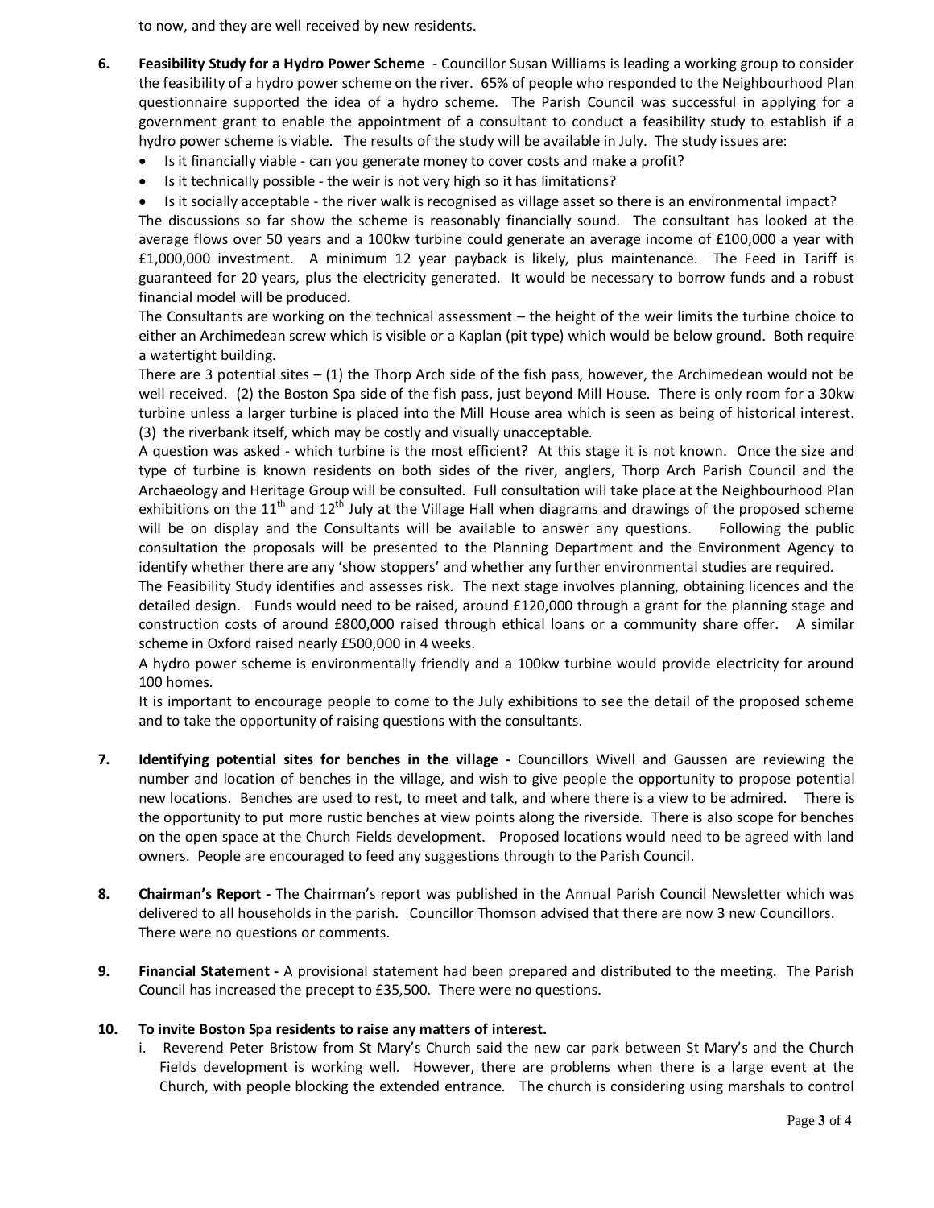to now, and they are well received by new residents.

6. **Feasibility Study for a Hydro Power Scheme** - Councillor Susan Williams is leading a working group to consider the feasibility of a hydro power scheme on the river. 65% of people who responded to the Neighbourhood Plan questionnaire supported the idea of a hydro scheme. The Parish Council was successful in applying for a government grant to enable the appointment of a consultant to conduct a feasibility study to establish if a hydro power scheme is viable. The results of the study will be available in July. The study issues are:

   - Is it financially viable - can you generate money to cover costs and make a profit?
   - Is it technically possible - the weir is not very high so it has limitations?
   - Is it socially acceptable - the river walk is recognised as village asset so there is an environmental impact?

   The discussions so far show the scheme is reasonably financially sound. The consultant has looked at the average flows over 50 years and a 100kw turbine could generate an average income of £100,000 a year with £1,000,000 investment. A minimum 12 year payback is likely, plus maintenance. The Feed in Tariff is guaranteed for 20 years, plus the electricity generated. It would be necessary to borrow funds and a robust financial model will be produced.

   The Consultants are working on the technical assessment – the height of the weir limits the turbine choice to either an Archimedean screw which is visible or a Kaplan (pit type) which would be below ground. Both require a watertight building.

   There are 3 potential sites – (1) the Thorp Arch side of the fish pass, however, the Archimedean would not be well received. (2) the Boston Spa side of the fish pass, just beyond Mill House. There is only room for a 30kw turbine unless a larger turbine is placed into the Mill House area which is seen as being of historical interest. (3) the riverbank itself, which may be costly and visually unacceptable.

   A question was asked - which turbine is the most efficient? At this stage it is not known. Once the size and type of turbine is known residents on both sides of the river, anglers, Thorp Arch Parish Council and the Archaeology and Heritage Group will be consulted. Full consultation will take place at the Neighbourhood Plan exhibitions on the 11th and 12th July at the Village Hall when diagrams and drawings of the proposed scheme will be on display and the Consultants will be available to answer any questions. Following the public consultation the proposals will be presented to the Planning Department and the Environment Agency to identify whether there are any 'show stoppers' and whether any further environmental studies are required.

   The Feasibility Study identifies and assesses risk. The next stage involves planning, obtaining licences and the detailed design. Funds would need to be raised, around £120,000 through a grant for the planning stage and construction costs of around £800,000 raised through ethical loans or a community share offer. A similar scheme in Oxford raised nearly £500,000 in 4 weeks.

   A hydro power scheme is environmentally friendly and a 100kw turbine would provide electricity for around 100 homes.

   It is important to encourage people to come to the July exhibitions to see the detail of the proposed scheme and to take the opportunity of raising questions with the consultants.

7. **Identifying potential sites for benches in the village -** Councillors Wivell and Gaussen are reviewing the number and location of benches in the village, and wish to give people the opportunity to propose potential new locations. Benches are used to rest, to meet and talk, and where there is a view to be admired. There is the opportunity to put more rustic benches at view points along the riverside. There is also scope for benches on the open space at the Church Fields development. Proposed locations would need to be agreed with land owners. People are encouraged to feed any suggestions through to the Parish Council.

8. **Chairman's Report -** The Chairman's report was published in the Annual Parish Council Newsletter which was delivered to all households in the parish. Councillor Thomson advised that there are now 3 new Councillors. There were no questions or comments.

9. **Financial Statement -** A provisional statement had been prepared and distributed to the meeting. The Parish Council has increased the precept to £35,500. There were no questions.

10. **To invite Boston Spa residents to raise any matters of interest.**

    i. Reverend Peter Bristow from St Mary's Church said the new car park between St Mary's and the Church Fields development is working well. However, there are problems when there is a large event at the Church, with people blocking the extended entrance. The church is considering using marshals to control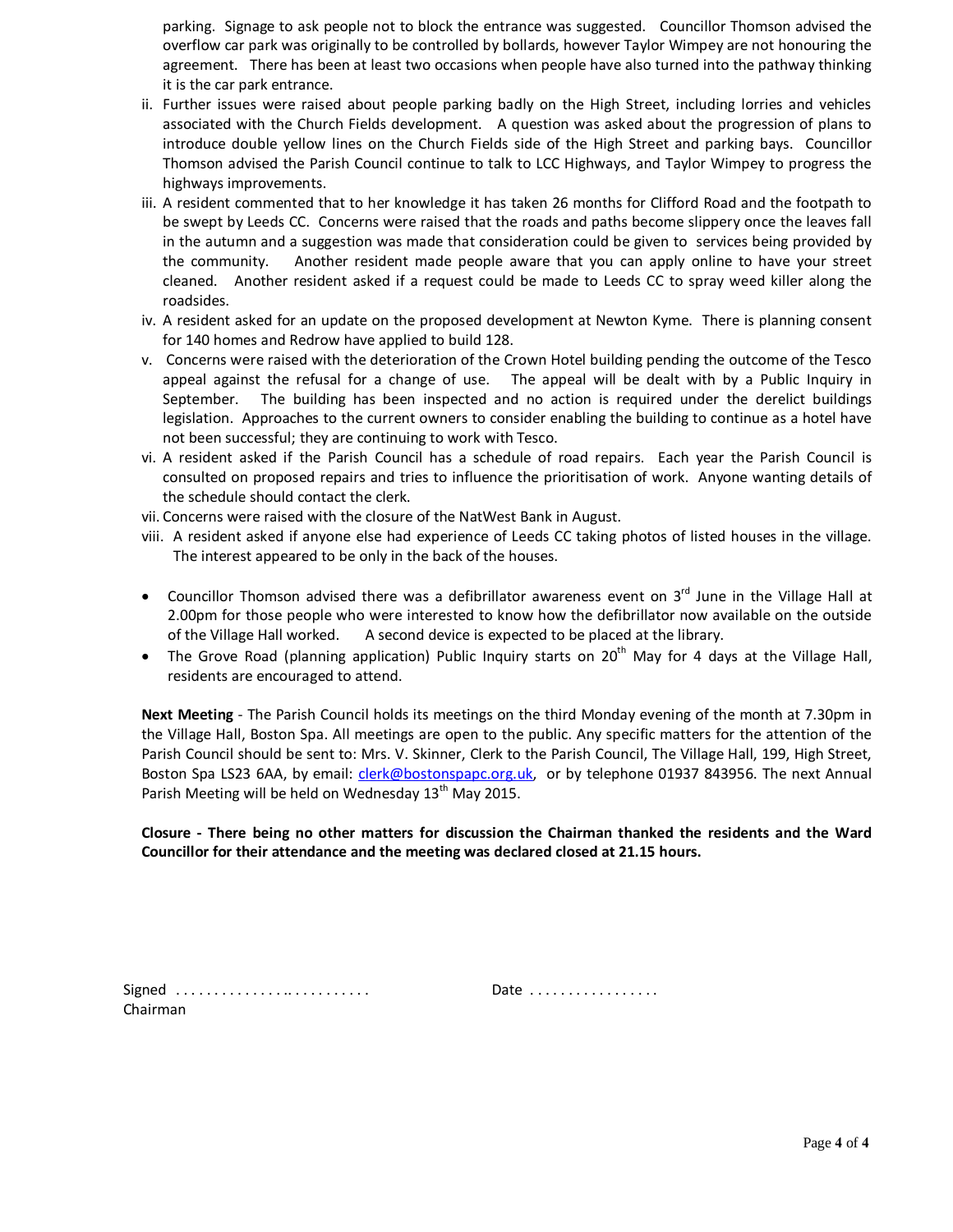parking. Signage to ask people not to block the entrance was suggested. Councillor Thomson advised the overflow car park was originally to be controlled by bollards, however Taylor Wimpey are not honouring the agreement. There has been at least two occasions when people have also turned into the pathway thinking it is the car park entrance.

ii. Further issues were raised about people parking badly on the High Street, including lorries and vehicles associated with the Church Fields development. A question was asked about the progression of plans to introduce double yellow lines on the Church Fields side of the High Street and parking bays. Councillor Thomson advised the Parish Council continue to talk to LCC Highways, and Taylor Wimpey to progress the highways improvements.

iii. A resident commented that to her knowledge it has taken 26 months for Clifford Road and the footpath to be swept by Leeds CC. Concerns were raised that the roads and paths become slippery once the leaves fall in the autumn and a suggestion was made that consideration could be given to services being provided by the community. Another resident made people aware that you can apply online to have your street cleaned. Another resident asked if a request could be made to Leeds CC to spray weed killer along the roadsides.

iv. A resident asked for an update on the proposed development at Newton Kyme. There is planning consent for 140 homes and Redrow have applied to build 128.

v. Concerns were raised with the deterioration of the Crown Hotel building pending the outcome of the Tesco appeal against the refusal for a change of use. The appeal will be dealt with by a Public Inquiry in September. The building has been inspected and no action is required under the derelict buildings legislation. Approaches to the current owners to consider enabling the building to continue as a hotel have not been successful; they are continuing to work with Tesco.

vi. A resident asked if the Parish Council has a schedule of road repairs. Each year the Parish Council is consulted on proposed repairs and tries to influence the prioritisation of work. Anyone wanting details of the schedule should contact the clerk.

vii. Concerns were raised with the closure of the NatWest Bank in August.

viii. A resident asked if anyone else had experience of Leeds CC taking photos of listed houses in the village. The interest appeared to be only in the back of the houses.

- Councillor Thomson advised there was a defibrillator awareness event on 3rd June in the Village Hall at 2.00pm for those people who were interested to know how the defibrillator now available on the outside of the Village Hall worked. A second device is expected to be placed at the library.
- The Grove Road (planning application) Public Inquiry starts on 20th May for 4 days at the Village Hall, residents are encouraged to attend.

**Next Meeting** - The Parish Council holds its meetings on the third Monday evening of the month at 7.30pm in the Village Hall, Boston Spa. All meetings are open to the public. Any specific matters for the attention of the Parish Council should be sent to: Mrs. V. Skinner, Clerk to the Parish Council, The Village Hall, 199, High Street, Boston Spa LS23 6AA, by email: clerk@bostonspapc.org.uk, or by telephone 01937 843956. The next Annual Parish Meeting will be held on Wednesday 13th May 2015.

**Closure - There being no other matters for discussion the Chairman thanked the residents and the Ward Councillor for their attendance and the meeting was declared closed at 21.15 hours.**

Signed .......................... Date .................
Chairman